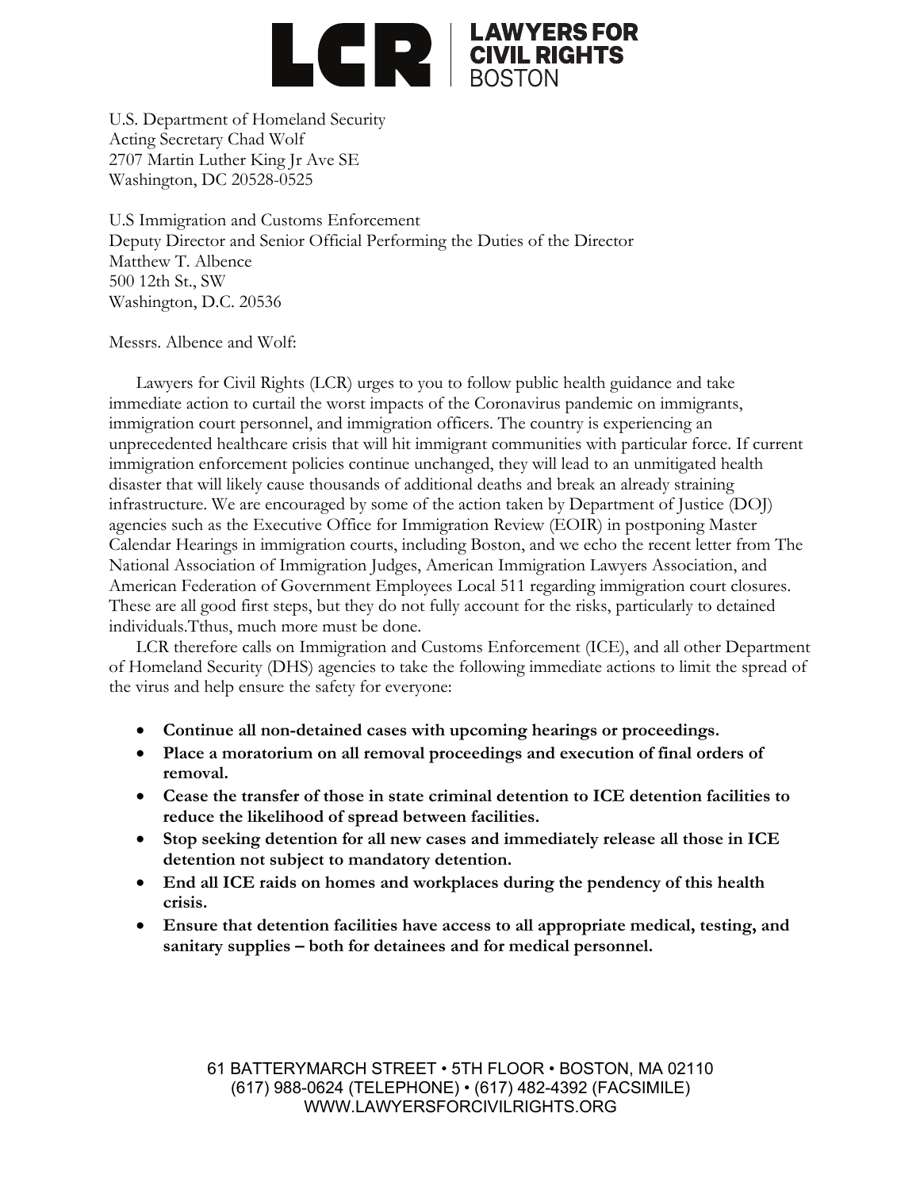# LCR | LAWYERS FOR CIVIL RIGHTS BOSTON

U.S. Department of Homeland Security
Acting Secretary Chad Wolf
2707 Martin Luther King Jr Ave SE
Washington, DC 20528-0525

U.S Immigration and Customs Enforcement
Deputy Director and Senior Official Performing the Duties of the Director
Matthew T. Albence
500 12th St., SW
Washington, D.C. 20536

Messrs. Albence and Wolf:

Lawyers for Civil Rights (LCR) urges to you to follow public health guidance and take immediate action to curtail the worst impacts of the Coronavirus pandemic on immigrants, immigration court personnel, and immigration officers. The country is experiencing an unprecedented healthcare crisis that will hit immigrant communities with particular force. If current immigration enforcement policies continue unchanged, they will lead to an unmitigated health disaster that will likely cause thousands of additional deaths and break an already straining infrastructure. We are encouraged by some of the action taken by Department of Justice (DOJ) agencies such as the Executive Office for Immigration Review (EOIR) in postponing Master Calendar Hearings in immigration courts, including Boston, and we echo the recent letter from The National Association of Immigration Judges, American Immigration Lawyers Association, and American Federation of Government Employees Local 511 regarding immigration court closures. These are all good first steps, but they do not fully account for the risks, particularly to detained individuals.Tthus, much more must be done.

LCR therefore calls on Immigration and Customs Enforcement (ICE), and all other Department of Homeland Security (DHS) agencies to take the following immediate actions to limit the spread of the virus and help ensure the safety for everyone:

- **Continue all non-detained cases with upcoming hearings or proceedings.**
- **Place a moratorium on all removal proceedings and execution of final orders of removal.**
- **Cease the transfer of those in state criminal detention to ICE detention facilities to reduce the likelihood of spread between facilities.**
- **Stop seeking detention for all new cases and immediately release all those in ICE detention not subject to mandatory detention.**
- **End all ICE raids on homes and workplaces during the pendency of this health crisis.**
- **Ensure that detention facilities have access to all appropriate medical, testing, and sanitary supplies – both for detainees and for medical personnel.**

61 BATTERYMARCH STREET • 5TH FLOOR • BOSTON, MA 02110
(617) 988-0624 (TELEPHONE) • (617) 482-4392 (FACSIMILE)
WWW.LAWYERSFORCIVILRIGHTS.ORG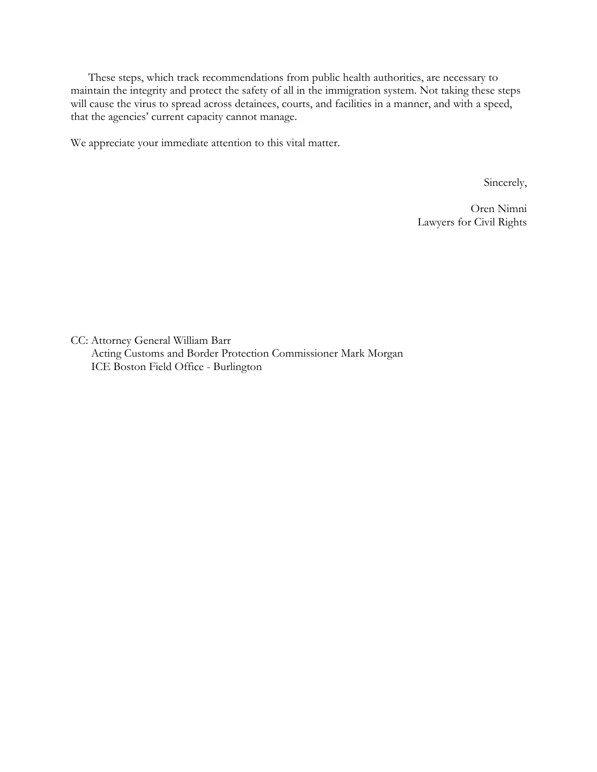These steps, which track recommendations from public health authorities, are necessary to maintain the integrity and protect the safety of all in the immigration system. Not taking these steps will cause the virus to spread across detainees, courts, and facilities in a manner, and with a speed, that the agencies' current capacity cannot manage.

We appreciate your immediate attention to this vital matter.

Sincerely,

Oren Nimni
Lawyers for Civil Rights

CC: Attorney General William Barr
Acting Customs and Border Protection Commissioner Mark Morgan
ICE Boston Field Office - Burlington